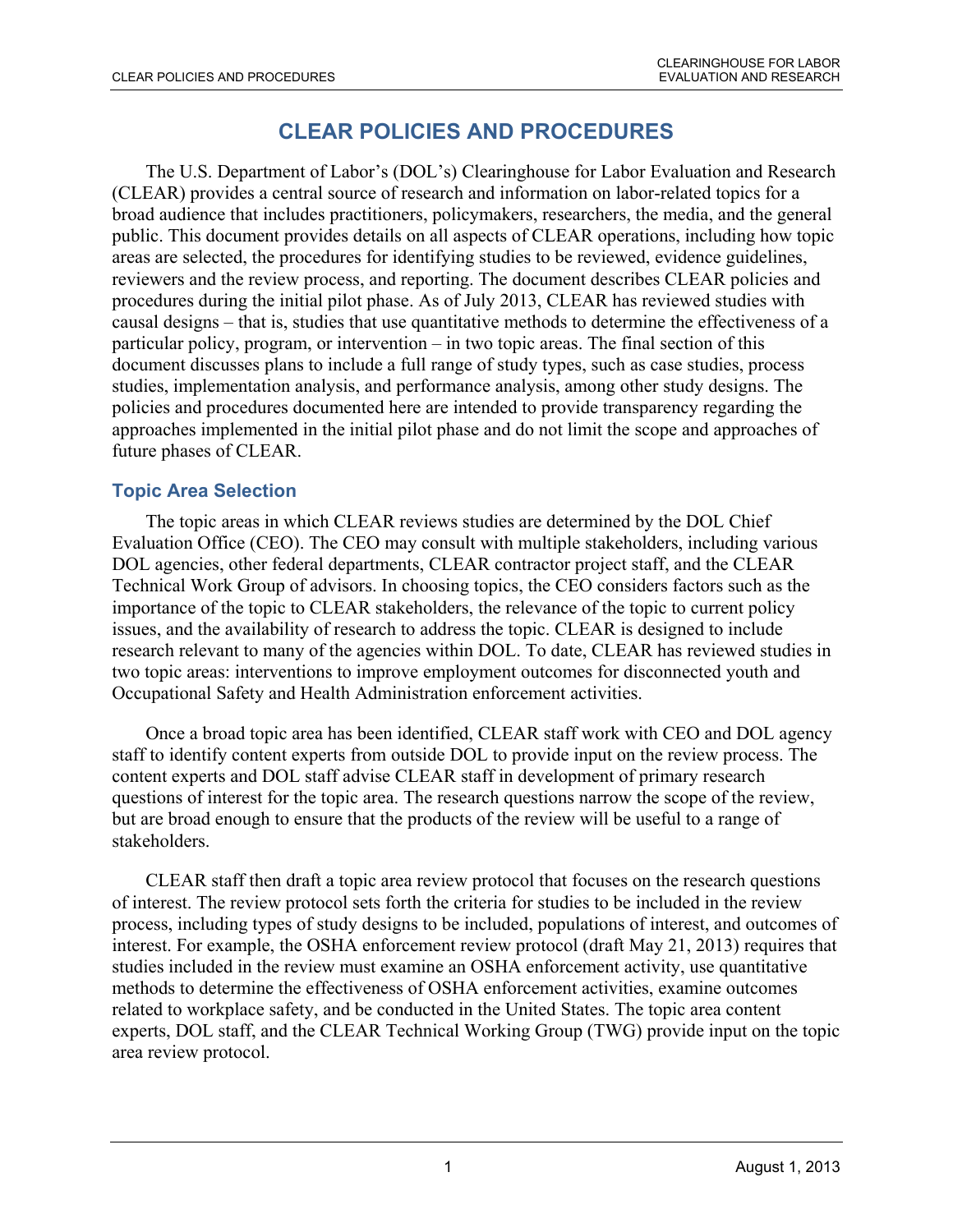# CLEAR POLICIES AND PROCEDURES

The U.S. Department of Labor's (DOL's) Clearinghouse for Labor Evaluation and Research (CLEAR) provides a central source of research and information on labor-related topics for a broad audience that includes practitioners, policymakers, researchers, the media, and the general public. This document provides details on all aspects of CLEAR operations, including how topic areas are selected, the procedures for identifying studies to be reviewed, evidence guidelines, reviewers and the review process, and reporting. The document describes CLEAR policies and procedures during the initial pilot phase. As of July 2013, CLEAR has reviewed studies with causal designs – that is, studies that use quantitative methods to determine the effectiveness of a particular policy, program, or intervention – in two topic areas. The final section of this document discusses plans to include a full range of study types, such as case studies, process studies, implementation analysis, and performance analysis, among other study designs. The policies and procedures documented here are intended to provide transparency regarding the approaches implemented in the initial pilot phase and do not limit the scope and approaches of future phases of CLEAR.

## Topic Area Selection

The topic areas in which CLEAR reviews studies are determined by the DOL Chief Evaluation Office (CEO). The CEO may consult with multiple stakeholders, including various DOL agencies, other federal departments, CLEAR contractor project staff, and the CLEAR Technical Work Group of advisors. In choosing topics, the CEO considers factors such as the importance of the topic to CLEAR stakeholders, the relevance of the topic to current policy issues, and the availability of research to address the topic. CLEAR is designed to include research relevant to many of the agencies within DOL. To date, CLEAR has reviewed studies in two topic areas: interventions to improve employment outcomes for disconnected youth and Occupational Safety and Health Administration enforcement activities.

Once a broad topic area has been identified, CLEAR staff work with CEO and DOL agency staff to identify content experts from outside DOL to provide input on the review process. The content experts and DOL staff advise CLEAR staff in development of primary research questions of interest for the topic area. The research questions narrow the scope of the review, but are broad enough to ensure that the products of the review will be useful to a range of stakeholders.

CLEAR staff then draft a topic area review protocol that focuses on the research questions of interest. The review protocol sets forth the criteria for studies to be included in the review process, including types of study designs to be included, populations of interest, and outcomes of interest. For example, the OSHA enforcement review protocol (draft May 21, 2013) requires that studies included in the review must examine an OSHA enforcement activity, use quantitative methods to determine the effectiveness of OSHA enforcement activities, examine outcomes related to workplace safety, and be conducted in the United States. The topic area content experts, DOL staff, and the CLEAR Technical Working Group (TWG) provide input on the topic area review protocol.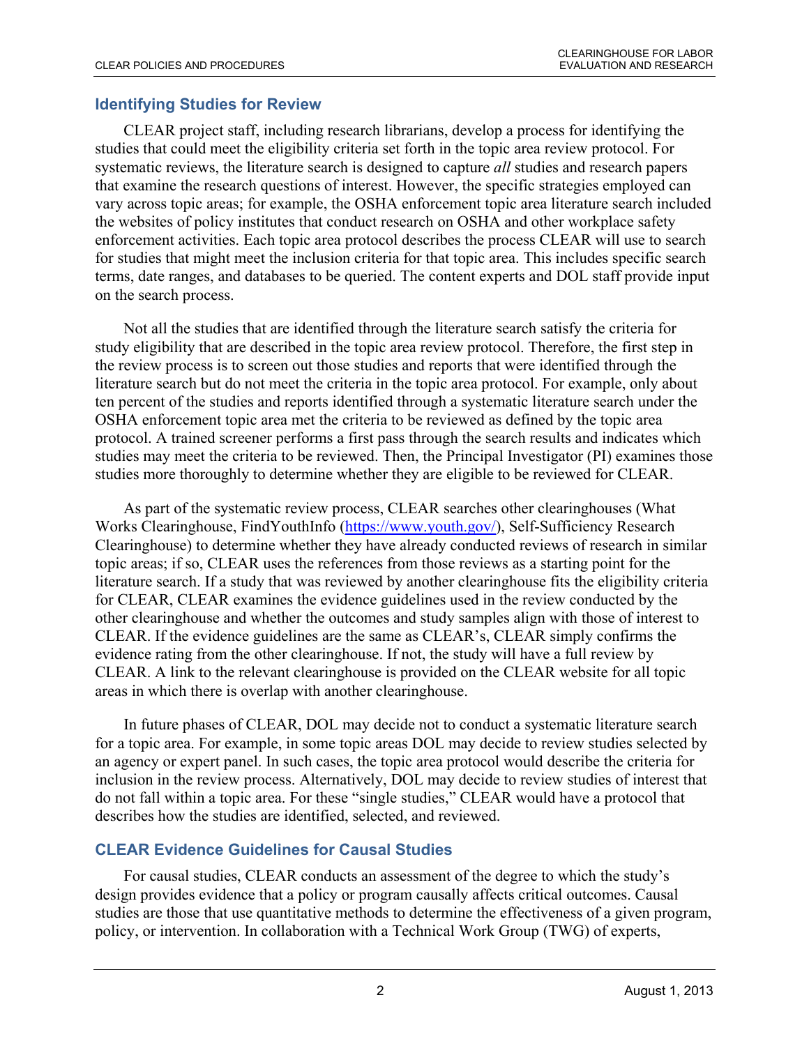## Identifying Studies for Review

CLEAR project staff, including research librarians, develop a process for identifying the studies that could meet the eligibility criteria set forth in the topic area review protocol. For systematic reviews, the literature search is designed to capture *all* studies and research papers that examine the research questions of interest. However, the specific strategies employed can vary across topic areas; for example, the OSHA enforcement topic area literature search included the websites of policy institutes that conduct research on OSHA and other workplace safety enforcement activities. Each topic area protocol describes the process CLEAR will use to search for studies that might meet the inclusion criteria for that topic area. This includes specific search terms, date ranges, and databases to be queried. The content experts and DOL staff provide input on the search process.

Not all the studies that are identified through the literature search satisfy the criteria for study eligibility that are described in the topic area review protocol. Therefore, the first step in the review process is to screen out those studies and reports that were identified through the literature search but do not meet the criteria in the topic area protocol. For example, only about ten percent of the studies and reports identified through a systematic literature search under the OSHA enforcement topic area met the criteria to be reviewed as defined by the topic area protocol. A trained screener performs a first pass through the search results and indicates which studies may meet the criteria to be reviewed. Then, the Principal Investigator (PI) examines those studies more thoroughly to determine whether they are eligible to be reviewed for CLEAR.

As part of the systematic review process, CLEAR searches other clearinghouses (What Works Clearinghouse, FindYouthInfo (https://www.youth.gov/), Self-Sufficiency Research Clearinghouse) to determine whether they have already conducted reviews of research in similar topic areas; if so, CLEAR uses the references from those reviews as a starting point for the literature search. If a study that was reviewed by another clearinghouse fits the eligibility criteria for CLEAR, CLEAR examines the evidence guidelines used in the review conducted by the other clearinghouse and whether the outcomes and study samples align with those of interest to CLEAR. If the evidence guidelines are the same as CLEAR's, CLEAR simply confirms the evidence rating from the other clearinghouse. If not, the study will have a full review by CLEAR. A link to the relevant clearinghouse is provided on the CLEAR website for all topic areas in which there is overlap with another clearinghouse.

In future phases of CLEAR, DOL may decide not to conduct a systematic literature search for a topic area. For example, in some topic areas DOL may decide to review studies selected by an agency or expert panel. In such cases, the topic area protocol would describe the criteria for inclusion in the review process. Alternatively, DOL may decide to review studies of interest that do not fall within a topic area. For these "single studies," CLEAR would have a protocol that describes how the studies are identified, selected, and reviewed.

## CLEAR Evidence Guidelines for Causal Studies

For causal studies, CLEAR conducts an assessment of the degree to which the study's design provides evidence that a policy or program causally affects critical outcomes. Causal studies are those that use quantitative methods to determine the effectiveness of a given program, policy, or intervention. In collaboration with a Technical Work Group (TWG) of experts,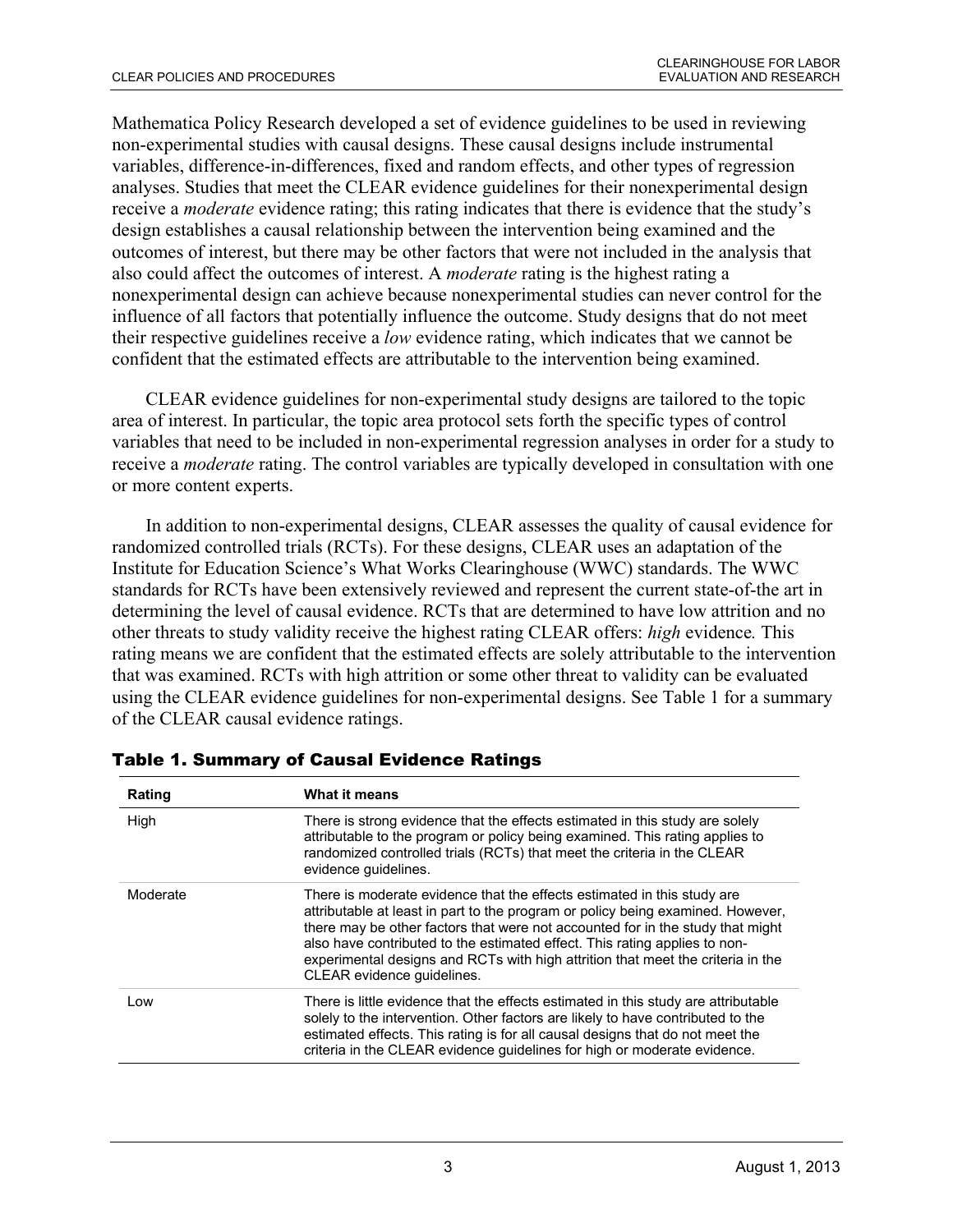Mathematica Policy Research developed a set of evidence guidelines to be used in reviewing non-experimental studies with causal designs. These causal designs include instrumental variables, difference-in-differences, fixed and random effects, and other types of regression analyses. Studies that meet the CLEAR evidence guidelines for their nonexperimental design receive a *moderate* evidence rating; this rating indicates that there is evidence that the study's design establishes a causal relationship between the intervention being examined and the outcomes of interest, but there may be other factors that were not included in the analysis that also could affect the outcomes of interest. A *moderate* rating is the highest rating a nonexperimental design can achieve because nonexperimental studies can never control for the influence of all factors that potentially influence the outcome. Study designs that do not meet their respective guidelines receive a *low* evidence rating, which indicates that we cannot be confident that the estimated effects are attributable to the intervention being examined.

CLEAR evidence guidelines for non-experimental study designs are tailored to the topic area of interest. In particular, the topic area protocol sets forth the specific types of control variables that need to be included in non-experimental regression analyses in order for a study to receive a *moderate* rating. The control variables are typically developed in consultation with one or more content experts.

In addition to non-experimental designs, CLEAR assesses the quality of causal evidence for randomized controlled trials (RCTs). For these designs, CLEAR uses an adaptation of the Institute for Education Science's What Works Clearinghouse (WWC) standards. The WWC standards for RCTs have been extensively reviewed and represent the current state-of-the art in determining the level of causal evidence. RCTs that are determined to have low attrition and no other threats to study validity receive the highest rating CLEAR offers: *high* evidence*.* This rating means we are confident that the estimated effects are solely attributable to the intervention that was examined. RCTs with high attrition or some other threat to validity can be evaluated using the CLEAR evidence guidelines for non-experimental designs. See Table 1 for a summary of the CLEAR causal evidence ratings.

**Table 1. Summary of Causal Evidence Ratings**

| Rating | What it means |
|---|---|
| High | There is strong evidence that the effects estimated in this study are solely attributable to the program or policy being examined. This rating applies to randomized controlled trials (RCTs) that meet the criteria in the CLEAR evidence guidelines. |
| Moderate | There is moderate evidence that the effects estimated in this study are attributable at least in part to the program or policy being examined. However, there may be other factors that were not accounted for in the study that might also have contributed to the estimated effect. This rating applies to non-experimental designs and RCTs with high attrition that meet the criteria in the CLEAR evidence guidelines. |
| Low | There is little evidence that the effects estimated in this study are attributable solely to the intervention. Other factors are likely to have contributed to the estimated effects. This rating is for all causal designs that do not meet the criteria in the CLEAR evidence guidelines for high or moderate evidence. |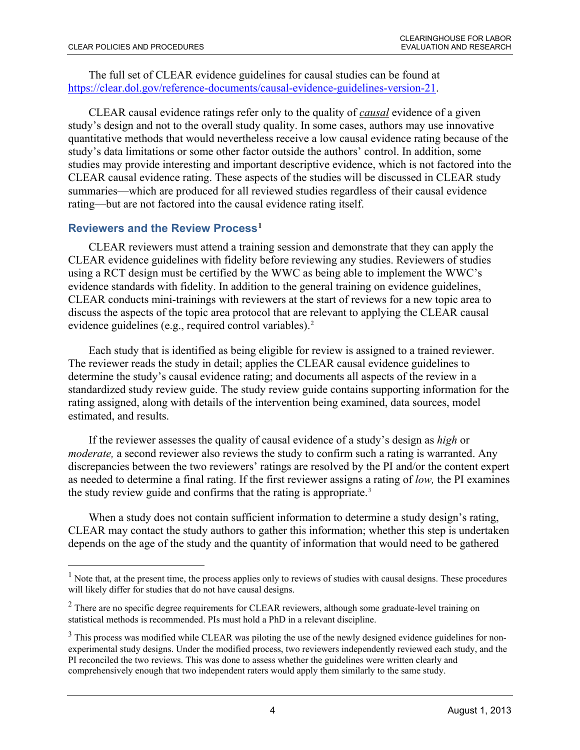The full set of CLEAR evidence guidelines for causal studies can be found at [https://clear.dol.gov/reference-documents/causal-evidence-guidelines-version-21](https://clear.dol.gov/reference-documents/causal-evidence-guidelines-version-21).

CLEAR causal evidence ratings refer only to the quality of ***causal*** evidence of a given study's design and not to the overall study quality. In some cases, authors may use innovative quantitative methods that would nevertheless receive a low causal evidence rating because of the study's data limitations or some other factor outside the authors' control. In addition, some studies may provide interesting and important descriptive evidence, which is not factored into the CLEAR causal evidence rating. These aspects of the studies will be discussed in CLEAR study summaries—which are produced for all reviewed studies regardless of their causal evidence rating—but are not factored into the causal evidence rating itself.

## Reviewers and the Review Process[1]

CLEAR reviewers must attend a training session and demonstrate that they can apply the CLEAR evidence guidelines with fidelity before reviewing any studies. Reviewers of studies using a RCT design must be certified by the WWC as being able to implement the WWC's evidence standards with fidelity. In addition to the general training on evidence guidelines, CLEAR conducts mini-trainings with reviewers at the start of reviews for a new topic area to discuss the aspects of the topic area protocol that are relevant to applying the CLEAR causal evidence guidelines (e.g., required control variables).[2]

Each study that is identified as being eligible for review is assigned to a trained reviewer. The reviewer reads the study in detail; applies the CLEAR causal evidence guidelines to determine the study's causal evidence rating; and documents all aspects of the review in a standardized study review guide. The study review guide contains supporting information for the rating assigned, along with details of the intervention being examined, data sources, model estimated, and results.

If the reviewer assesses the quality of causal evidence of a study's design as *high* or *moderate,* a second reviewer also reviews the study to confirm such a rating is warranted. Any discrepancies between the two reviewers' ratings are resolved by the PI and/or the content expert as needed to determine a final rating. If the first reviewer assigns a rating of *low,* the PI examines the study review guide and confirms that the rating is appropriate.[3]

When a study does not contain sufficient information to determine a study design's rating, CLEAR may contact the study authors to gather this information; whether this step is undertaken depends on the age of the study and the quantity of information that would need to be gathered

---

[1] Note that, at the present time, the process applies only to reviews of studies with causal designs. These procedures will likely differ for studies that do not have causal designs.

[2] There are no specific degree requirements for CLEAR reviewers, although some graduate-level training on statistical methods is recommended. PIs must hold a PhD in a relevant discipline.

[3] This process was modified while CLEAR was piloting the use of the newly designed evidence guidelines for non-experimental study designs. Under the modified process, two reviewers independently reviewed each study, and the PI reconciled the two reviews. This was done to assess whether the guidelines were written clearly and comprehensively enough that two independent raters would apply them similarly to the same study.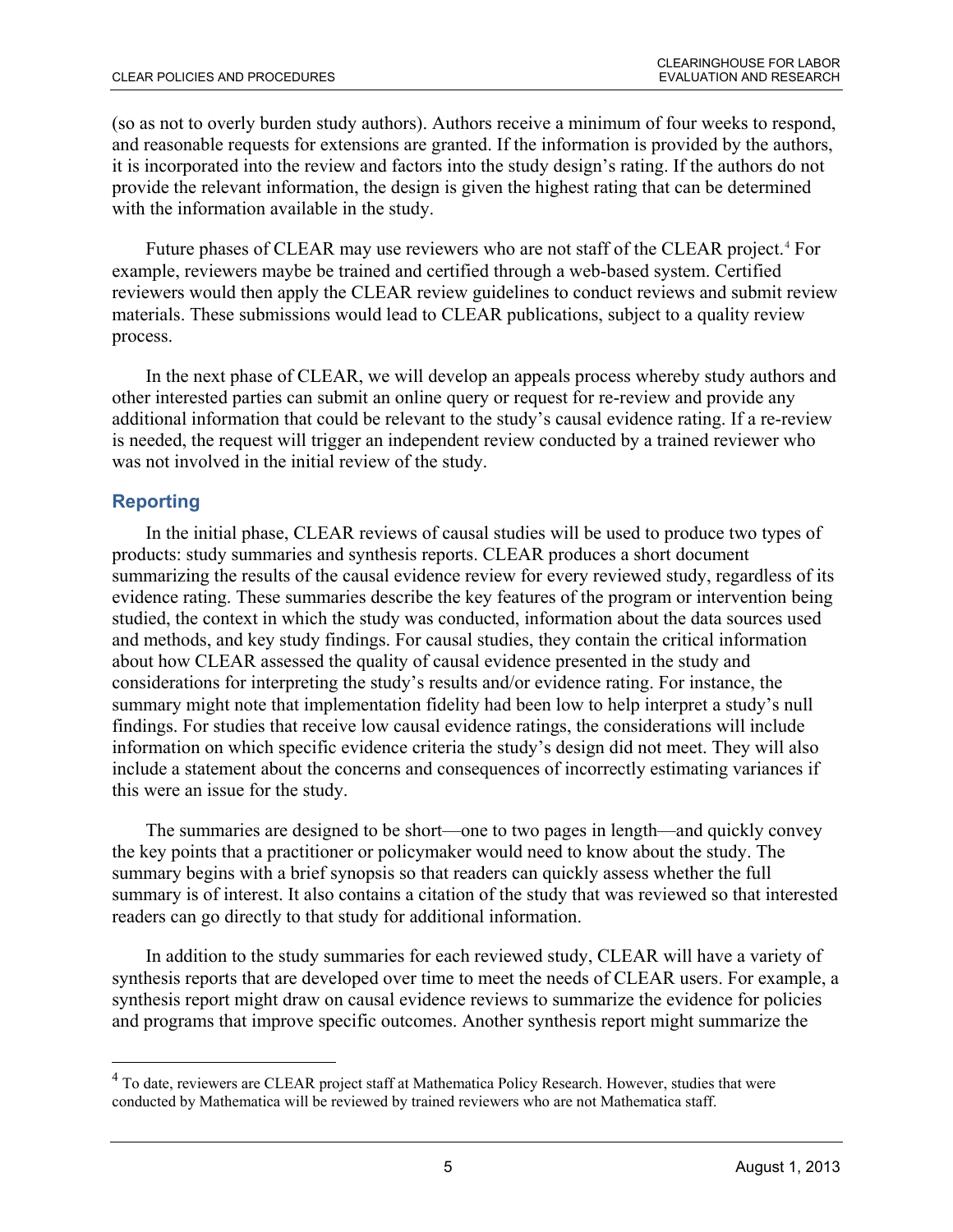(so as not to overly burden study authors). Authors receive a minimum of four weeks to respond, and reasonable requests for extensions are granted. If the information is provided by the authors, it is incorporated into the review and factors into the study design's rating. If the authors do not provide the relevant information, the design is given the highest rating that can be determined with the information available in the study.

Future phases of CLEAR may use reviewers who are not staff of the CLEAR project.[4] For example, reviewers maybe be trained and certified through a web-based system. Certified reviewers would then apply the CLEAR review guidelines to conduct reviews and submit review materials. These submissions would lead to CLEAR publications, subject to a quality review process.

In the next phase of CLEAR, we will develop an appeals process whereby study authors and other interested parties can submit an online query or request for re-review and provide any additional information that could be relevant to the study's causal evidence rating. If a re-review is needed, the request will trigger an independent review conducted by a trained reviewer who was not involved in the initial review of the study.

## Reporting

In the initial phase, CLEAR reviews of causal studies will be used to produce two types of products: study summaries and synthesis reports. CLEAR produces a short document summarizing the results of the causal evidence review for every reviewed study, regardless of its evidence rating. These summaries describe the key features of the program or intervention being studied, the context in which the study was conducted, information about the data sources used and methods, and key study findings. For causal studies, they contain the critical information about how CLEAR assessed the quality of causal evidence presented in the study and considerations for interpreting the study's results and/or evidence rating. For instance, the summary might note that implementation fidelity had been low to help interpret a study's null findings. For studies that receive low causal evidence ratings, the considerations will include information on which specific evidence criteria the study's design did not meet. They will also include a statement about the concerns and consequences of incorrectly estimating variances if this were an issue for the study.

The summaries are designed to be short—one to two pages in length—and quickly convey the key points that a practitioner or policymaker would need to know about the study. The summary begins with a brief synopsis so that readers can quickly assess whether the full summary is of interest. It also contains a citation of the study that was reviewed so that interested readers can go directly to that study for additional information.

In addition to the study summaries for each reviewed study, CLEAR will have a variety of synthesis reports that are developed over time to meet the needs of CLEAR users. For example, a synthesis report might draw on causal evidence reviews to summarize the evidence for policies and programs that improve specific outcomes. Another synthesis report might summarize the

---

[4] To date, reviewers are CLEAR project staff at Mathematica Policy Research. However, studies that were conducted by Mathematica will be reviewed by trained reviewers who are not Mathematica staff.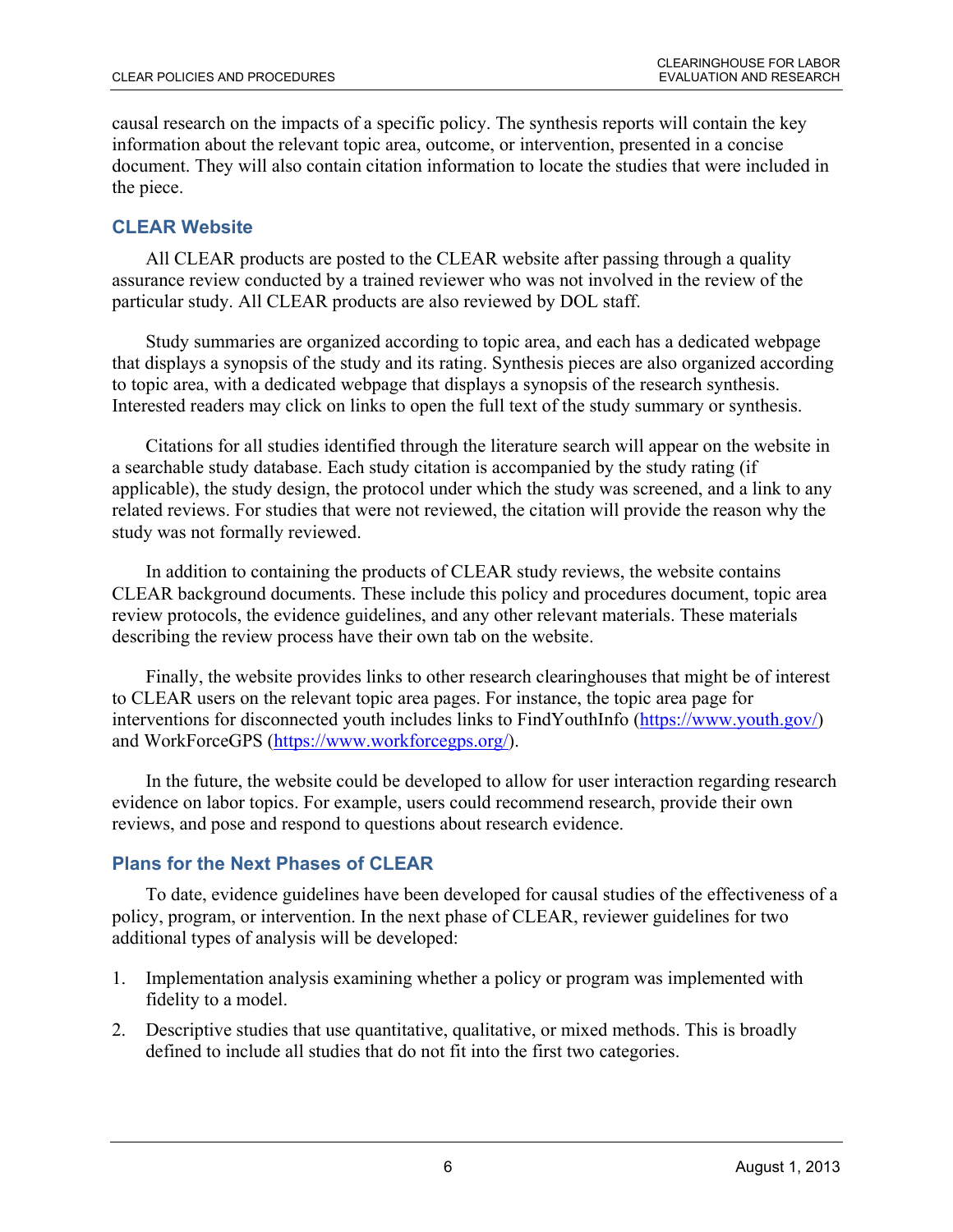causal research on the impacts of a specific policy. The synthesis reports will contain the key information about the relevant topic area, outcome, or intervention, presented in a concise document. They will also contain citation information to locate the studies that were included in the piece.

### CLEAR Website

All CLEAR products are posted to the CLEAR website after passing through a quality assurance review conducted by a trained reviewer who was not involved in the review of the particular study. All CLEAR products are also reviewed by DOL staff.

Study summaries are organized according to topic area, and each has a dedicated webpage that displays a synopsis of the study and its rating. Synthesis pieces are also organized according to topic area, with a dedicated webpage that displays a synopsis of the research synthesis. Interested readers may click on links to open the full text of the study summary or synthesis.

Citations for all studies identified through the literature search will appear on the website in a searchable study database. Each study citation is accompanied by the study rating (if applicable), the study design, the protocol under which the study was screened, and a link to any related reviews. For studies that were not reviewed, the citation will provide the reason why the study was not formally reviewed.

In addition to containing the products of CLEAR study reviews, the website contains CLEAR background documents. These include this policy and procedures document, topic area review protocols, the evidence guidelines, and any other relevant materials. These materials describing the review process have their own tab on the website.

Finally, the website provides links to other research clearinghouses that might be of interest to CLEAR users on the relevant topic area pages. For instance, the topic area page for interventions for disconnected youth includes links to FindYouthInfo (https://www.youth.gov/) and WorkForceGPS (https://www.workforcegps.org/).

In the future, the website could be developed to allow for user interaction regarding research evidence on labor topics. For example, users could recommend research, provide their own reviews, and pose and respond to questions about research evidence.

### Plans for the Next Phases of CLEAR

To date, evidence guidelines have been developed for causal studies of the effectiveness of a policy, program, or intervention. In the next phase of CLEAR, reviewer guidelines for two additional types of analysis will be developed:

1. Implementation analysis examining whether a policy or program was implemented with fidelity to a model.
2. Descriptive studies that use quantitative, qualitative, or mixed methods. This is broadly defined to include all studies that do not fit into the first two categories.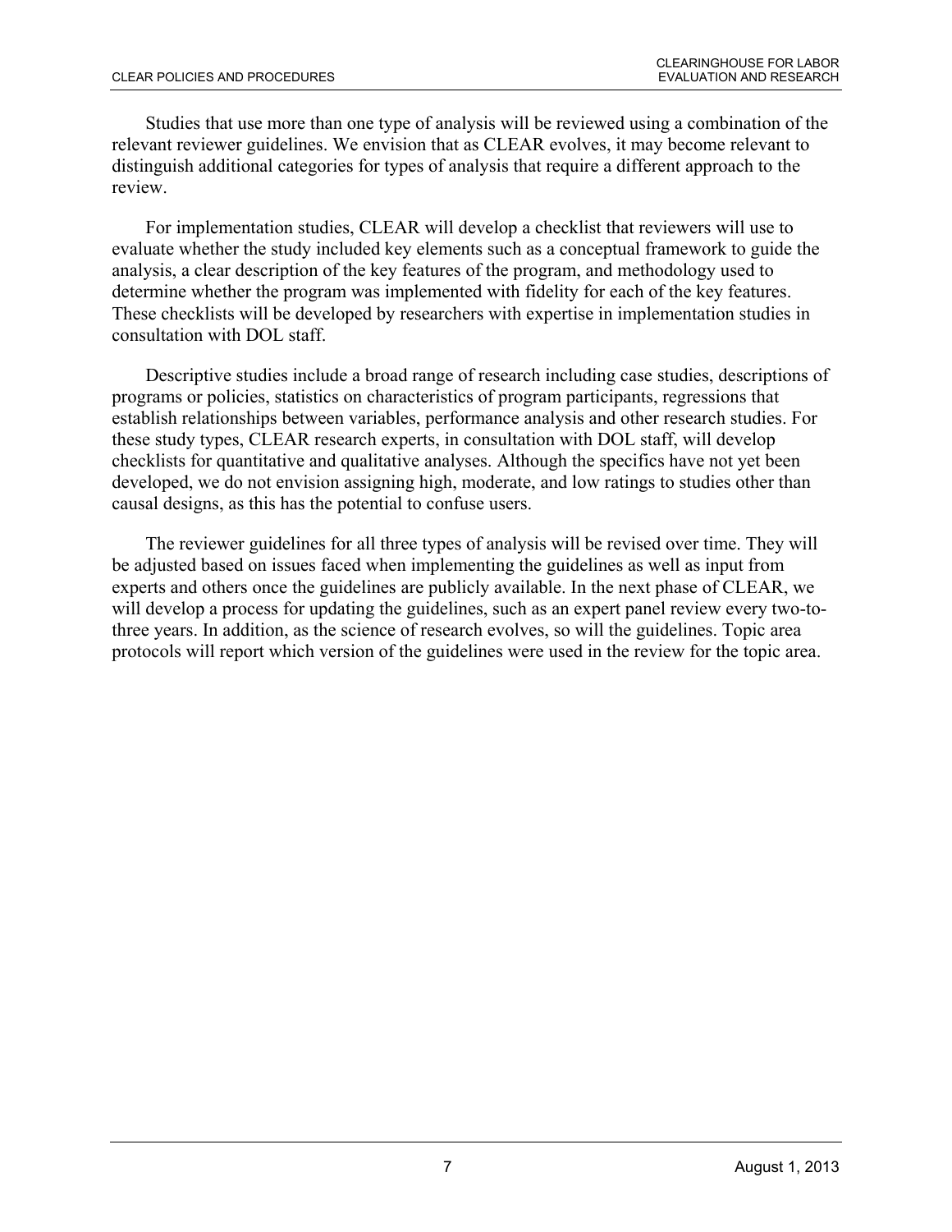Studies that use more than one type of analysis will be reviewed using a combination of the relevant reviewer guidelines. We envision that as CLEAR evolves, it may become relevant to distinguish additional categories for types of analysis that require a different approach to the review.

For implementation studies, CLEAR will develop a checklist that reviewers will use to evaluate whether the study included key elements such as a conceptual framework to guide the analysis, a clear description of the key features of the program, and methodology used to determine whether the program was implemented with fidelity for each of the key features. These checklists will be developed by researchers with expertise in implementation studies in consultation with DOL staff.

Descriptive studies include a broad range of research including case studies, descriptions of programs or policies, statistics on characteristics of program participants, regressions that establish relationships between variables, performance analysis and other research studies. For these study types, CLEAR research experts, in consultation with DOL staff, will develop checklists for quantitative and qualitative analyses. Although the specifics have not yet been developed, we do not envision assigning high, moderate, and low ratings to studies other than causal designs, as this has the potential to confuse users.

The reviewer guidelines for all three types of analysis will be revised over time. They will be adjusted based on issues faced when implementing the guidelines as well as input from experts and others once the guidelines are publicly available. In the next phase of CLEAR, we will develop a process for updating the guidelines, such as an expert panel review every two-to-three years. In addition, as the science of research evolves, so will the guidelines. Topic area protocols will report which version of the guidelines were used in the review for the topic area.